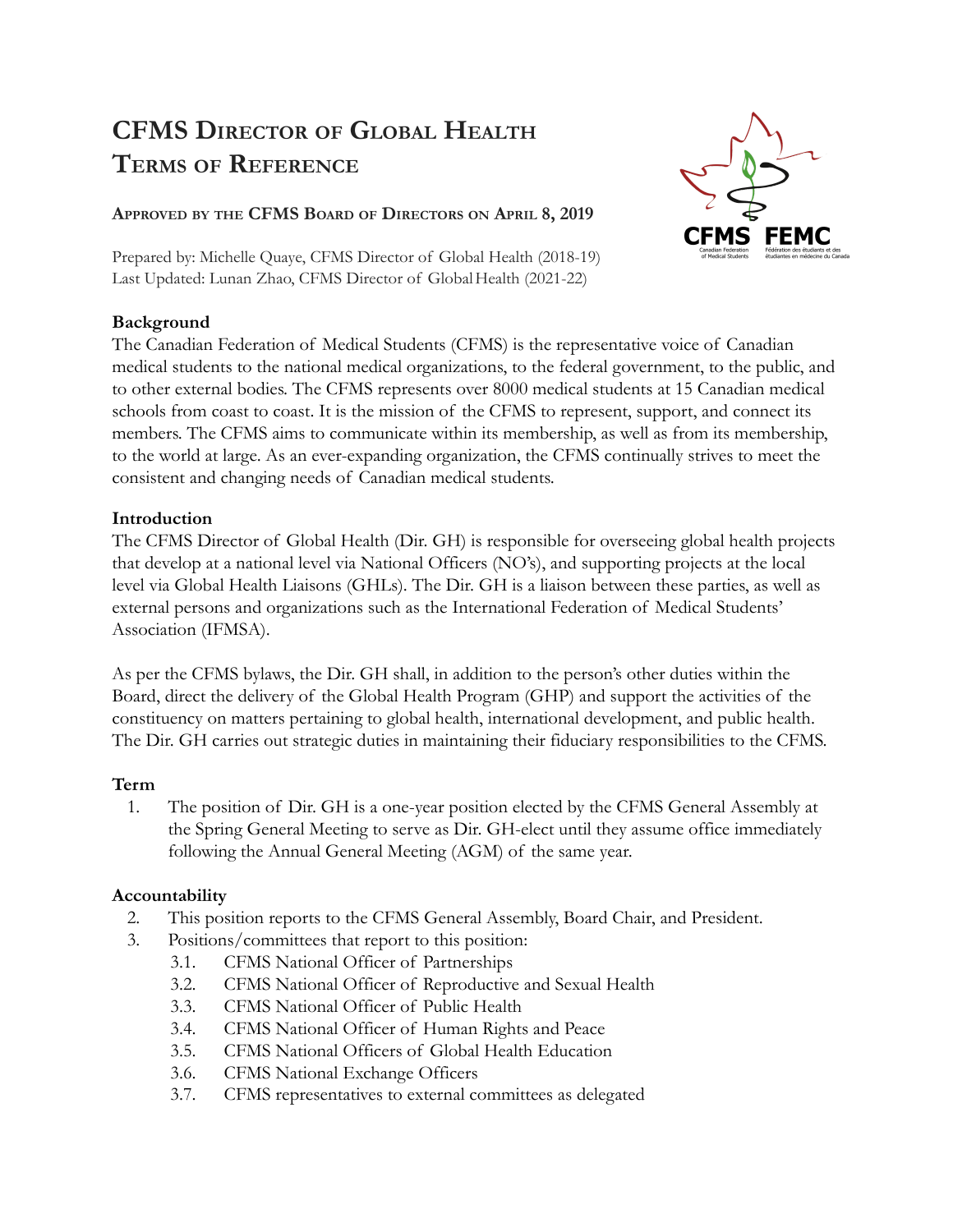# CFMS Director of Global Health Terms of Reference

**Approved by the CFMS Board of Directors on April 8, 2019**

Prepared by: Michelle Quaye, CFMS Director of Global Health (2018-19)
Last Updated: Lunan Zhao, CFMS Director of Global Health (2021-22)

## Background

The Canadian Federation of Medical Students (CFMS) is the representative voice of Canadian medical students to the national medical organizations, to the federal government, to the public, and to other external bodies. The CFMS represents over 8000 medical students at 15 Canadian medical schools from coast to coast. It is the mission of the CFMS to represent, support, and connect its members. The CFMS aims to communicate within its membership, as well as from its membership, to the world at large. As an ever-expanding organization, the CFMS continually strives to meet the consistent and changing needs of Canadian medical students.

## Introduction

The CFMS Director of Global Health (Dir. GH) is responsible for overseeing global health projects that develop at a national level via National Officers (NO's), and supporting projects at the local level via Global Health Liaisons (GHLs). The Dir. GH is a liaison between these parties, as well as external persons and organizations such as the International Federation of Medical Students' Association (IFMSA).

As per the CFMS bylaws, the Dir. GH shall, in addition to the person's other duties within the Board, direct the delivery of the Global Health Program (GHP) and support the activities of the constituency on matters pertaining to global health, international development, and public health. The Dir. GH carries out strategic duties in maintaining their fiduciary responsibilities to the CFMS.

## Term

1. The position of Dir. GH is a one-year position elected by the CFMS General Assembly at the Spring General Meeting to serve as Dir. GH-elect until they assume office immediately following the Annual General Meeting (AGM) of the same year.

## Accountability

2. This position reports to the CFMS General Assembly, Board Chair, and President.
3. Positions/committees that report to this position:
   - 3.1. CFMS National Officer of Partnerships
   - 3.2. CFMS National Officer of Reproductive and Sexual Health
   - 3.3. CFMS National Officer of Public Health
   - 3.4. CFMS National Officer of Human Rights and Peace
   - 3.5. CFMS National Officers of Global Health Education
   - 3.6. CFMS National Exchange Officers
   - 3.7. CFMS representatives to external committees as delegated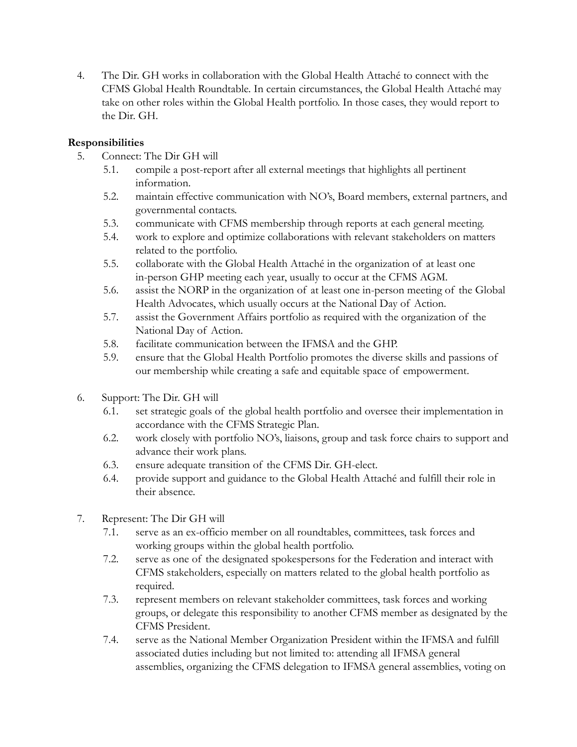4. The Dir. GH works in collaboration with the Global Health Attaché to connect with the CFMS Global Health Roundtable. In certain circumstances, the Global Health Attaché may take on other roles within the Global Health portfolio. In those cases, they would report to the Dir. GH.

**Responsibilities**

5. Connect: The Dir GH will
   - 5.1. compile a post-report after all external meetings that highlights all pertinent information.
   - 5.2. maintain effective communication with NO's, Board members, external partners, and governmental contacts.
   - 5.3. communicate with CFMS membership through reports at each general meeting.
   - 5.4. work to explore and optimize collaborations with relevant stakeholders on matters related to the portfolio.
   - 5.5. collaborate with the Global Health Attaché in the organization of at least one in-person GHP meeting each year, usually to occur at the CFMS AGM.
   - 5.6. assist the NORP in the organization of at least one in-person meeting of the Global Health Advocates, which usually occurs at the National Day of Action.
   - 5.7. assist the Government Affairs portfolio as required with the organization of the National Day of Action.
   - 5.8. facilitate communication between the IFMSA and the GHP.
   - 5.9. ensure that the Global Health Portfolio promotes the diverse skills and passions of our membership while creating a safe and equitable space of empowerment.

6. Support: The Dir. GH will
   - 6.1. set strategic goals of the global health portfolio and oversee their implementation in accordance with the CFMS Strategic Plan.
   - 6.2. work closely with portfolio NO's, liaisons, group and task force chairs to support and advance their work plans.
   - 6.3. ensure adequate transition of the CFMS Dir. GH-elect.
   - 6.4. provide support and guidance to the Global Health Attaché and fulfill their role in their absence.

7. Represent: The Dir GH will
   - 7.1. serve as an ex-officio member on all roundtables, committees, task forces and working groups within the global health portfolio.
   - 7.2. serve as one of the designated spokespersons for the Federation and interact with CFMS stakeholders, especially on matters related to the global health portfolio as required.
   - 7.3. represent members on relevant stakeholder committees, task forces and working groups, or delegate this responsibility to another CFMS member as designated by the CFMS President.
   - 7.4. serve as the National Member Organization President within the IFMSA and fulfill associated duties including but not limited to: attending all IFMSA general assemblies, organizing the CFMS delegation to IFMSA general assemblies, voting on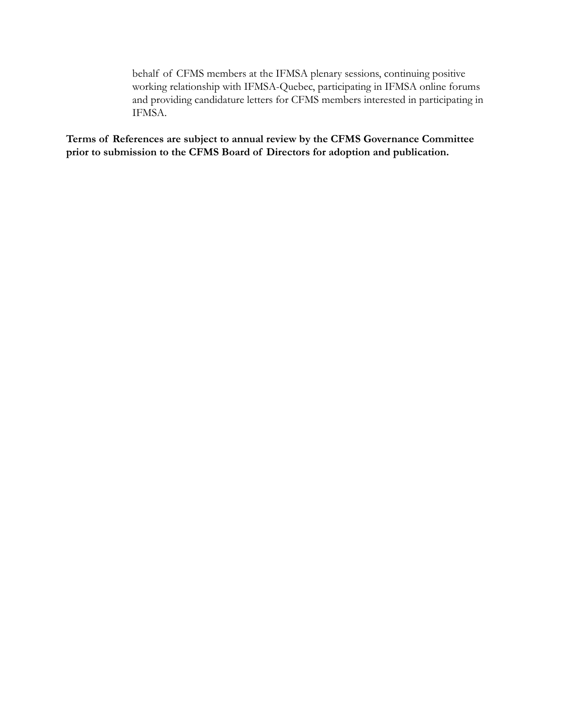behalf of CFMS members at the IFMSA plenary sessions, continuing positive working relationship with IFMSA-Quebec, participating in IFMSA online forums and providing candidature letters for CFMS members interested in participating in IFMSA.

**Terms of References are subject to annual review by the CFMS Governance Committee prior to submission to the CFMS Board of Directors for adoption and publication.**